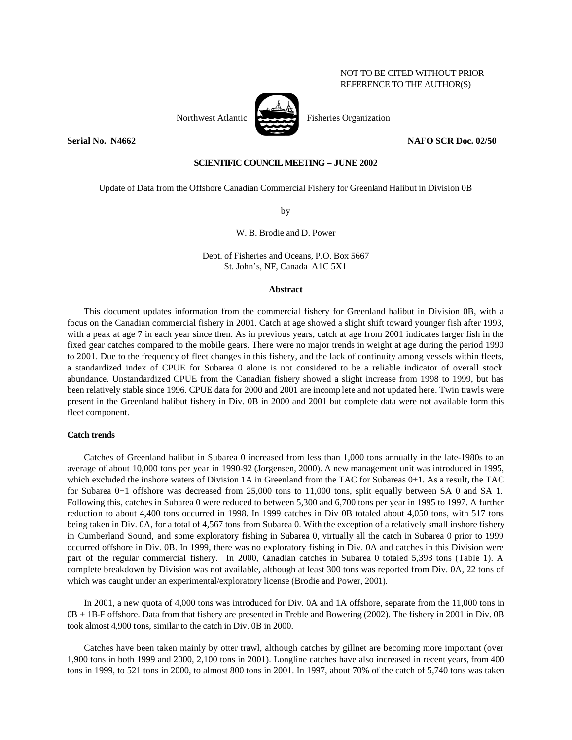NOT TO BE CITED WITHOUT PRIOR
REFERENCE TO THE AUTHOR(S)

Northwest Atlantic Fisheries Organization

**Serial No. N4662** **NAFO SCR Doc. 02/50**

**SCIENTIFIC COUNCIL MEETING – JUNE 2002**

Update of Data from the Offshore Canadian Commercial Fishery for Greenland Halibut in Division 0B

by

W. B. Brodie and D. Power

Dept. of Fisheries and Oceans, P.O. Box 5667
St. John's, NF, Canada A1C 5X1

## Abstract

This document updates information from the commercial fishery for Greenland halibut in Division 0B, with a focus on the Canadian commercial fishery in 2001. Catch at age showed a slight shift toward younger fish after 1993, with a peak at age 7 in each year since then. As in previous years, catch at age from 2001 indicates larger fish in the fixed gear catches compared to the mobile gears. There were no major trends in weight at age during the period 1990 to 2001. Due to the frequency of fleet changes in this fishery, and the lack of continuity among vessels within fleets, a standardized index of CPUE for Subarea 0 alone is not considered to be a reliable indicator of overall stock abundance. Unstandardized CPUE from the Canadian fishery showed a slight increase from 1998 to 1999, but has been relatively stable since 1996. CPUE data for 2000 and 2001 are incomplete and not updated here. Twin trawls were present in the Greenland halibut fishery in Div. 0B in 2000 and 2001 but complete data were not available form this fleet component.

### Catch trends

Catches of Greenland halibut in Subarea 0 increased from less than 1,000 tons annually in the late-1980s to an average of about 10,000 tons per year in 1990-92 (Jorgensen, 2000). A new management unit was introduced in 1995, which excluded the inshore waters of Division 1A in Greenland from the TAC for Subareas 0+1. As a result, the TAC for Subarea 0+1 offshore was decreased from 25,000 tons to 11,000 tons, split equally between SA 0 and SA 1. Following this, catches in Subarea 0 were reduced to between 5,300 and 6,700 tons per year in 1995 to 1997. A further reduction to about 4,400 tons occurred in 1998. In 1999 catches in Div 0B totaled about 4,050 tons, with 517 tons being taken in Div. 0A, for a total of 4,567 tons from Subarea 0. With the exception of a relatively small inshore fishery in Cumberland Sound, and some exploratory fishing in Subarea 0, virtually all the catch in Subarea 0 prior to 1999 occurred offshore in Div. 0B. In 1999, there was no exploratory fishing in Div. 0A and catches in this Division were part of the regular commercial fishery. In 2000, Canadian catches in Subarea 0 totaled 5,393 tons (Table 1). A complete breakdown by Division was not available, although at least 300 tons was reported from Div. 0A, 22 tons of which was caught under an experimental/exploratory license (Brodie and Power, 2001).

In 2001, a new quota of 4,000 tons was introduced for Div. 0A and 1A offshore, separate from the 11,000 tons in 0B + 1B-F offshore. Data from that fishery are presented in Treble and Bowering (2002). The fishery in 2001 in Div. 0B took almost 4,900 tons, similar to the catch in Div. 0B in 2000.

Catches have been taken mainly by otter trawl, although catches by gillnet are becoming more important (over 1,900 tons in both 1999 and 2000, 2,100 tons in 2001). Longline catches have also increased in recent years, from 400 tons in 1999, to 521 tons in 2000, to almost 800 tons in 2001. In 1997, about 70% of the catch of 5,740 tons was taken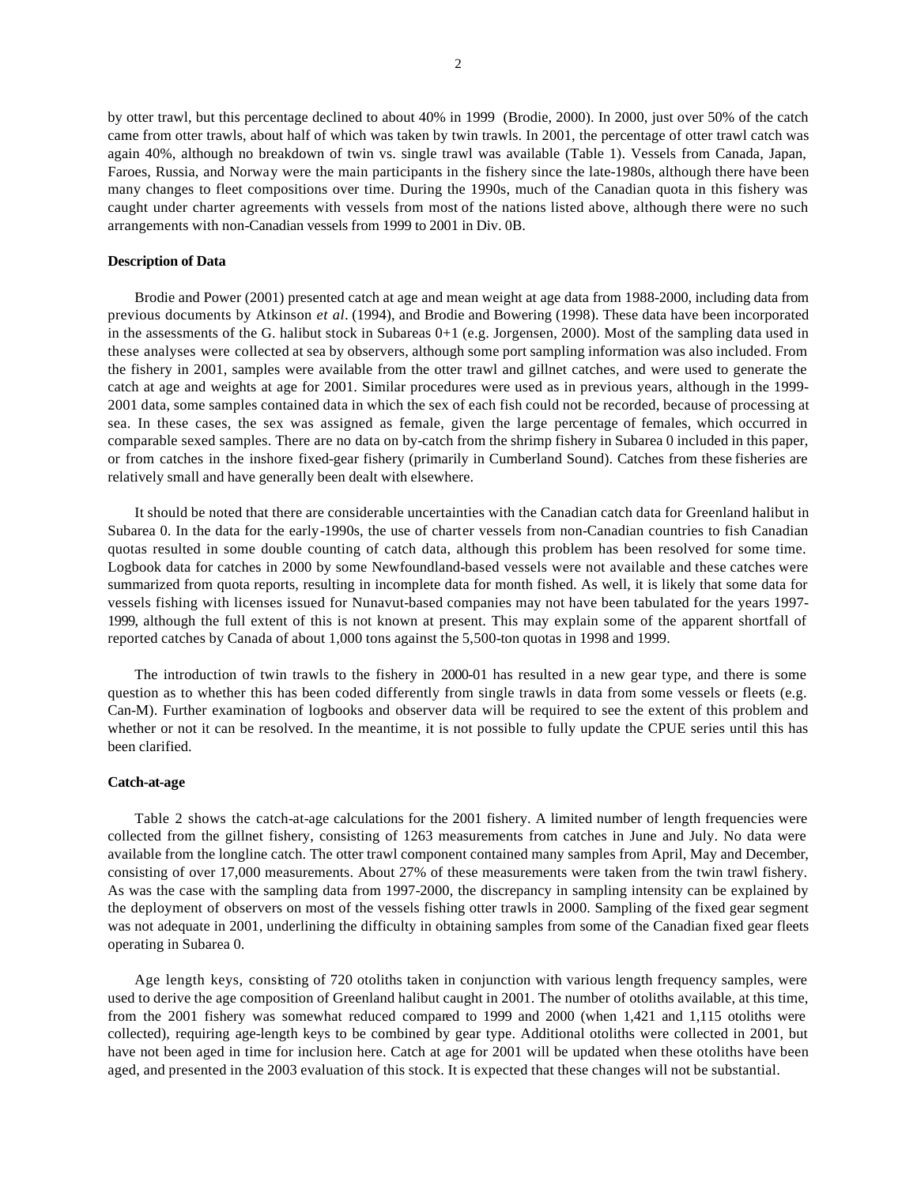by otter trawl, but this percentage declined to about 40% in 1999 (Brodie, 2000). In 2000, just over 50% of the catch came from otter trawls, about half of which was taken by twin trawls. In 2001, the percentage of otter trawl catch was again 40%, although no breakdown of twin vs. single trawl was available (Table 1). Vessels from Canada, Japan, Faroes, Russia, and Norway were the main participants in the fishery since the late-1980s, although there have been many changes to fleet compositions over time. During the 1990s, much of the Canadian quota in this fishery was caught under charter agreements with vessels from most of the nations listed above, although there were no such arrangements with non-Canadian vessels from 1999 to 2001 in Div. 0B.

### Description of Data

Brodie and Power (2001) presented catch at age and mean weight at age data from 1988-2000, including data from previous documents by Atkinson *et al*. (1994), and Brodie and Bowering (1998). These data have been incorporated in the assessments of the G. halibut stock in Subareas 0+1 (e.g. Jorgensen, 2000). Most of the sampling data used in these analyses were collected at sea by observers, although some port sampling information was also included. From the fishery in 2001, samples were available from the otter trawl and gillnet catches, and were used to generate the catch at age and weights at age for 2001. Similar procedures were used as in previous years, although in the 1999-2001 data, some samples contained data in which the sex of each fish could not be recorded, because of processing at sea. In these cases, the sex was assigned as female, given the large percentage of females, which occurred in comparable sexed samples. There are no data on by-catch from the shrimp fishery in Subarea 0 included in this paper, or from catches in the inshore fixed-gear fishery (primarily in Cumberland Sound). Catches from these fisheries are relatively small and have generally been dealt with elsewhere.

It should be noted that there are considerable uncertainties with the Canadian catch data for Greenland halibut in Subarea 0. In the data for the early-1990s, the use of charter vessels from non-Canadian countries to fish Canadian quotas resulted in some double counting of catch data, although this problem has been resolved for some time. Logbook data for catches in 2000 by some Newfoundland-based vessels were not available and these catches were summarized from quota reports, resulting in incomplete data for month fished. As well, it is likely that some data for vessels fishing with licenses issued for Nunavut-based companies may not have been tabulated for the years 1997-1999, although the full extent of this is not known at present. This may explain some of the apparent shortfall of reported catches by Canada of about 1,000 tons against the 5,500-ton quotas in 1998 and 1999.

The introduction of twin trawls to the fishery in 2000-01 has resulted in a new gear type, and there is some question as to whether this has been coded differently from single trawls in data from some vessels or fleets (e.g. Can-M). Further examination of logbooks and observer data will be required to see the extent of this problem and whether or not it can be resolved. In the meantime, it is not possible to fully update the CPUE series until this has been clarified.

### Catch-at-age

Table 2 shows the catch-at-age calculations for the 2001 fishery. A limited number of length frequencies were collected from the gillnet fishery, consisting of 1263 measurements from catches in June and July. No data were available from the longline catch. The otter trawl component contained many samples from April, May and December, consisting of over 17,000 measurements. About 27% of these measurements were taken from the twin trawl fishery. As was the case with the sampling data from 1997-2000, the discrepancy in sampling intensity can be explained by the deployment of observers on most of the vessels fishing otter trawls in 2000. Sampling of the fixed gear segment was not adequate in 2001, underlining the difficulty in obtaining samples from some of the Canadian fixed gear fleets operating in Subarea 0.

Age length keys, consisting of 720 otoliths taken in conjunction with various length frequency samples, were used to derive the age composition of Greenland halibut caught in 2001. The number of otoliths available, at this time, from the 2001 fishery was somewhat reduced compared to 1999 and 2000 (when 1,421 and 1,115 otoliths were collected), requiring age-length keys to be combined by gear type. Additional otoliths were collected in 2001, but have not been aged in time for inclusion here. Catch at age for 2001 will be updated when these otoliths have been aged, and presented in the 2003 evaluation of this stock. It is expected that these changes will not be substantial.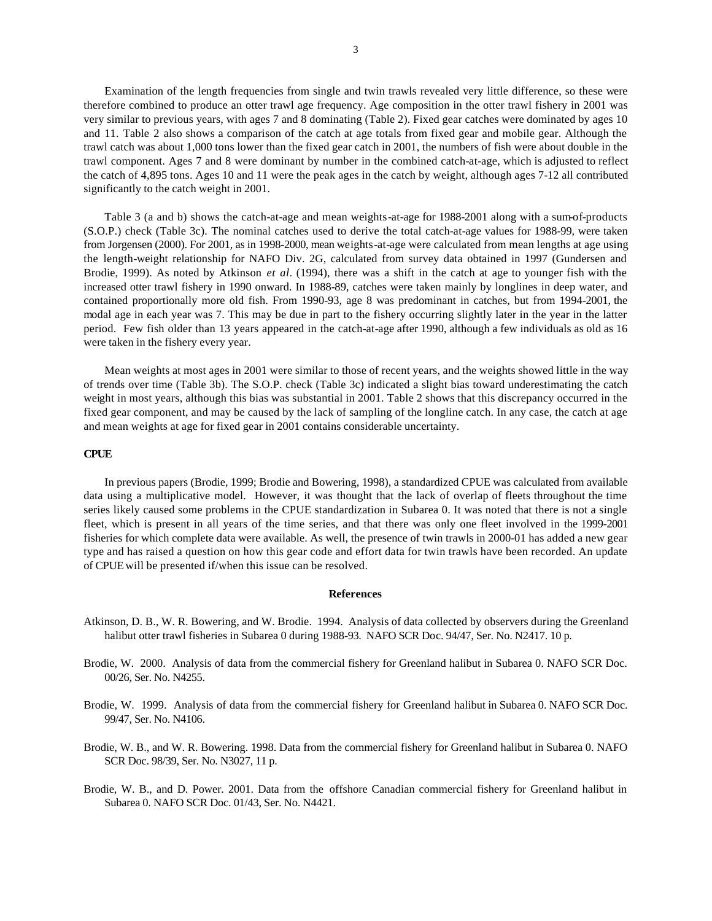Examination of the length frequencies from single and twin trawls revealed very little difference, so these were therefore combined to produce an otter trawl age frequency. Age composition in the otter trawl fishery in 2001 was very similar to previous years, with ages 7 and 8 dominating (Table 2). Fixed gear catches were dominated by ages 10 and 11. Table 2 also shows a comparison of the catch at age totals from fixed gear and mobile gear. Although the trawl catch was about 1,000 tons lower than the fixed gear catch in 2001, the numbers of fish were about double in the trawl component. Ages 7 and 8 were dominant by number in the combined catch-at-age, which is adjusted to reflect the catch of 4,895 tons. Ages 10 and 11 were the peak ages in the catch by weight, although ages 7-12 all contributed significantly to the catch weight in 2001.

Table 3 (a and b) shows the catch-at-age and mean weights-at-age for 1988-2001 along with a sum-of-products (S.O.P.) check (Table 3c). The nominal catches used to derive the total catch-at-age values for 1988-99, were taken from Jorgensen (2000). For 2001, as in 1998-2000, mean weights-at-age were calculated from mean lengths at age using the length-weight relationship for NAFO Div. 2G, calculated from survey data obtained in 1997 (Gundersen and Brodie, 1999). As noted by Atkinson *et al*. (1994), there was a shift in the catch at age to younger fish with the increased otter trawl fishery in 1990 onward. In 1988-89, catches were taken mainly by longlines in deep water, and contained proportionally more old fish. From 1990-93, age 8 was predominant in catches, but from 1994-2001, the modal age in each year was 7. This may be due in part to the fishery occurring slightly later in the year in the latter period. Few fish older than 13 years appeared in the catch-at-age after 1990, although a few individuals as old as 16 were taken in the fishery every year.

Mean weights at most ages in 2001 were similar to those of recent years, and the weights showed little in the way of trends over time (Table 3b). The S.O.P. check (Table 3c) indicated a slight bias toward underestimating the catch weight in most years, although this bias was substantial in 2001. Table 2 shows that this discrepancy occurred in the fixed gear component, and may be caused by the lack of sampling of the longline catch. In any case, the catch at age and mean weights at age for fixed gear in 2001 contains considerable uncertainty.

**CPUE**

In previous papers (Brodie, 1999; Brodie and Bowering, 1998), a standardized CPUE was calculated from available data using a multiplicative model. However, it was thought that the lack of overlap of fleets throughout the time series likely caused some problems in the CPUE standardization in Subarea 0. It was noted that there is not a single fleet, which is present in all years of the time series, and that there was only one fleet involved in the 1999-2001 fisheries for which complete data were available. As well, the presence of twin trawls in 2000-01 has added a new gear type and has raised a question on how this gear code and effort data for twin trawls have been recorded. An update of CPUE will be presented if/when this issue can be resolved.

## References

Atkinson, D. B., W. R. Bowering, and W. Brodie. 1994. Analysis of data collected by observers during the Greenland halibut otter trawl fisheries in Subarea 0 during 1988-93. NAFO SCR Doc. 94/47, Ser. No. N2417. 10 p.

Brodie, W. 2000. Analysis of data from the commercial fishery for Greenland halibut in Subarea 0. NAFO SCR Doc. 00/26, Ser. No. N4255.

Brodie, W. 1999. Analysis of data from the commercial fishery for Greenland halibut in Subarea 0. NAFO SCR Doc. 99/47, Ser. No. N4106.

Brodie, W. B., and W. R. Bowering. 1998. Data from the commercial fishery for Greenland halibut in Subarea 0. NAFO SCR Doc. 98/39, Ser. No. N3027, 11 p.

Brodie, W. B., and D. Power. 2001. Data from the offshore Canadian commercial fishery for Greenland halibut in Subarea 0. NAFO SCR Doc. 01/43, Ser. No. N4421.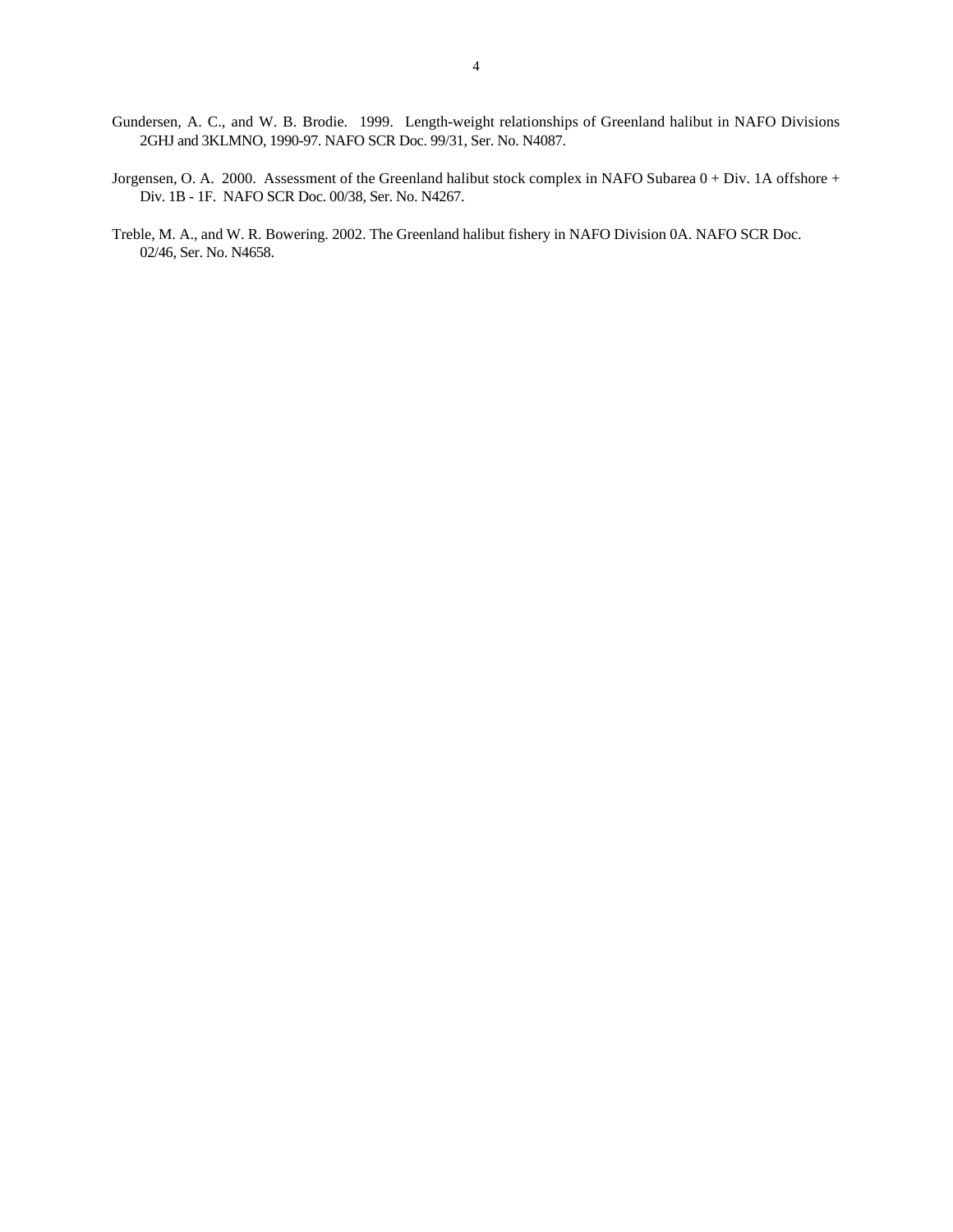Gundersen, A. C., and W. B. Brodie. 1999. Length-weight relationships of Greenland halibut in NAFO Divisions 2GHJ and 3KLMNO, 1990-97. NAFO SCR Doc. 99/31, Ser. No. N4087.

Jorgensen, O. A. 2000. Assessment of the Greenland halibut stock complex in NAFO Subarea 0 + Div. 1A offshore + Div. 1B - 1F. NAFO SCR Doc. 00/38, Ser. No. N4267.

Treble, M. A., and W. R. Bowering. 2002. The Greenland halibut fishery in NAFO Division 0A. NAFO SCR Doc. 02/46, Ser. No. N4658.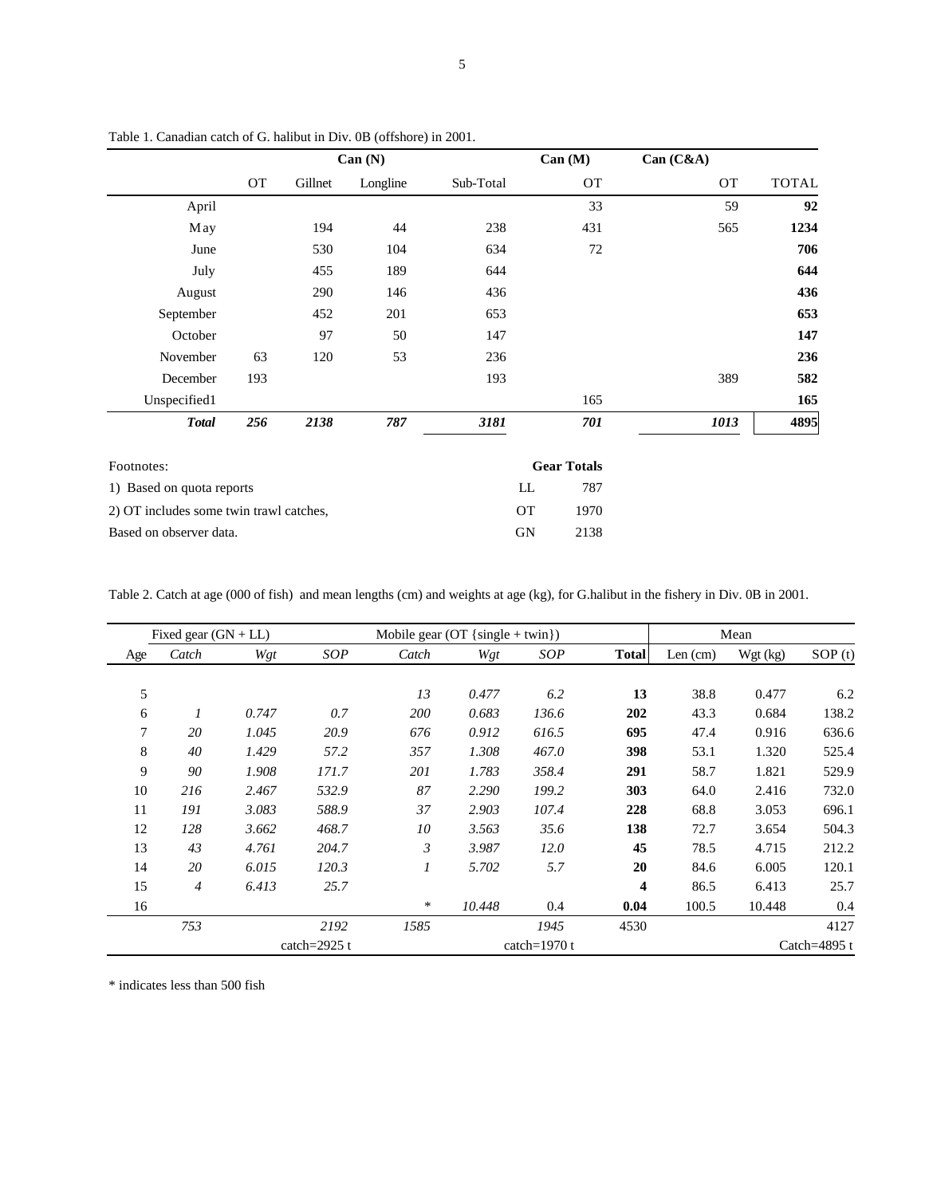Table 1. Canadian catch of G. halibut in Div. 0B (offshore) in 2001.

| | Can (N) | | | | Can (M) | Can (C&A) | |
|---|---|---|---|---|---|---|---|
| | OT | Gillnet | Longline | Sub-Total | OT | OT | TOTAL |
| April | | | | | 33 | 59 | **92** |
| May | | 194 | 44 | 238 | 431 | 565 | **1234** |
| June | | 530 | 104 | 634 | 72 | | **706** |
| July | | 455 | 189 | 644 | | | **644** |
| August | | 290 | 146 | 436 | | | **436** |
| September | | 452 | 201 | 653 | | | **653** |
| October | | 97 | 50 | 147 | | | **147** |
| November | 63 | 120 | 53 | 236 | | | **236** |
| December | 193 | | | 193 | | 389 | **582** |
| Unspecified1 | | | | | 165 | | **165** |
| ***Total*** | ***256*** | ***2138*** | ***787*** | ***3181*** | ***701*** | ***1013*** | **4895** |

Footnotes:
1) Based on quota reports
2) OT includes some twin trawl catches,
Based on observer data.

| Gear Totals | |
|---|---|
| LL | 787 |
| OT | 1970 |
| GN | 2138 |

Table 2. Catch at age (000 of fish) and mean lengths (cm) and weights at age (kg), for G.halibut in the fishery in Div. 0B in 2001.

| | Fixed gear (GN + LL) | | | Mobile gear (OT {single + twin}) | | | | Mean | | |
|---|---|---|---|---|---|---|---|---|---|---|
| Age | *Catch* | *Wgt* | *SOP* | *Catch* | *Wgt* | *SOP* | **Total** | Len (cm) | Wgt (kg) | SOP (t) |
| 5 | | | | *13* | *0.477* | *6.2* | **13** | 38.8 | 0.477 | 6.2 |
| 6 | *1* | *0.747* | *0.7* | *200* | *0.683* | *136.6* | **202** | 43.3 | 0.684 | 138.2 |
| 7 | *20* | *1.045* | *20.9* | *676* | *0.912* | *616.5* | **695** | 47.4 | 0.916 | 636.6 |
| 8 | *40* | *1.429* | *57.2* | *357* | *1.308* | *467.0* | **398** | 53.1 | 1.320 | 525.4 |
| 9 | *90* | *1.908* | *171.7* | *201* | *1.783* | *358.4* | **291** | 58.7 | 1.821 | 529.9 |
| 10 | *216* | *2.467* | *532.9* | *87* | *2.290* | *199.2* | **303** | 64.0 | 2.416 | 732.0 |
| 11 | *191* | *3.083* | *588.9* | *37* | *2.903* | *107.4* | **228** | 68.8 | 3.053 | 696.1 |
| 12 | *128* | *3.662* | *468.7* | *10* | *3.563* | *35.6* | **138** | 72.7 | 3.654 | 504.3 |
| 13 | *43* | *4.761* | *204.7* | *3* | *3.987* | *12.0* | **45** | 78.5 | 4.715 | 212.2 |
| 14 | *20* | *6.015* | *120.3* | *1* | *5.702* | *5.7* | **20** | 84.6 | 6.005 | 120.1 |
| 15 | *4* | *6.413* | *25.7* | | | | **4** | 86.5 | 6.413 | 25.7 |
| 16 | | | | * | *10.448* | 0.4 | **0.04** | 100.5 | 10.448 | 0.4 |
| | *753* | | *2192* | *1585* | | *1945* | 4530 | | | 4127 |
| | | | catch=2925 t | | | catch=1970 t | | | | Catch=4895 t |

* indicates less than 500 fish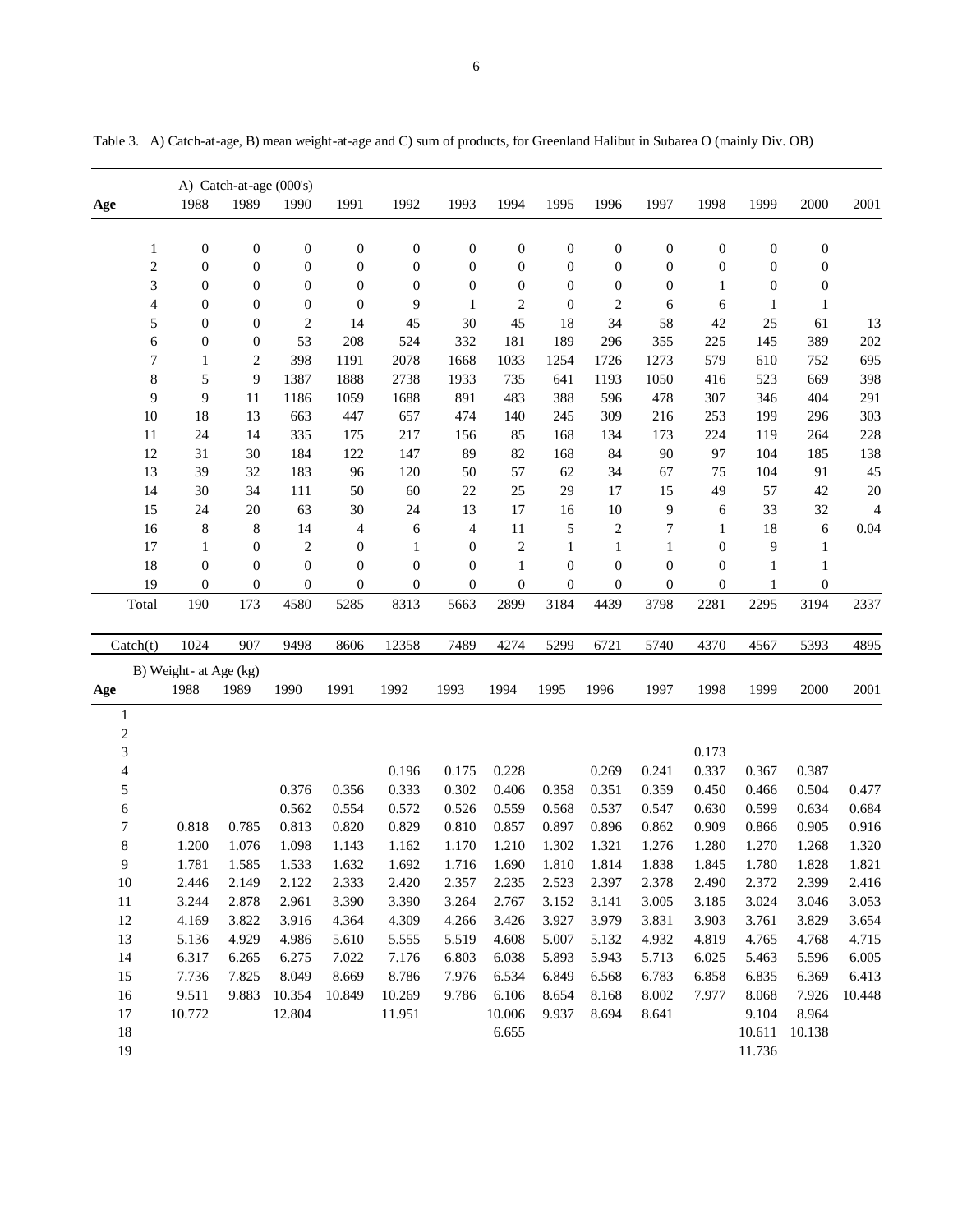Table 3. A) Catch-at-age, B) mean weight-at-age and C) sum of products, for Greenland Halibut in Subarea O (mainly Div. OB)

| | A) Catch-at-age (000's) | | | | | | | | | | | | | |
|---|---|---|---|---|---|---|---|---|---|---|---|---|---|---|
| **Age** | 1988 | 1989 | 1990 | 1991 | 1992 | 1993 | 1994 | 1995 | 1996 | 1997 | 1998 | 1999 | 2000 | 2001 |
| 1 | 0 | 0 | 0 | 0 | 0 | 0 | 0 | 0 | 0 | 0 | 0 | 0 | 0 | |
| 2 | 0 | 0 | 0 | 0 | 0 | 0 | 0 | 0 | 0 | 0 | 0 | 0 | 0 | |
| 3 | 0 | 0 | 0 | 0 | 0 | 0 | 0 | 0 | 0 | 0 | 1 | 0 | 0 | |
| 4 | 0 | 0 | 0 | 0 | 9 | 1 | 2 | 0 | 2 | 6 | 6 | 1 | 1 | |
| 5 | 0 | 0 | 2 | 14 | 45 | 30 | 45 | 18 | 34 | 58 | 42 | 25 | 61 | 13 |
| 6 | 0 | 0 | 53 | 208 | 524 | 332 | 181 | 189 | 296 | 355 | 225 | 145 | 389 | 202 |
| 7 | 1 | 2 | 398 | 1191 | 2078 | 1668 | 1033 | 1254 | 1726 | 1273 | 579 | 610 | 752 | 695 |
| 8 | 5 | 9 | 1387 | 1888 | 2738 | 1933 | 735 | 641 | 1193 | 1050 | 416 | 523 | 669 | 398 |
| 9 | 9 | 11 | 1186 | 1059 | 1688 | 891 | 483 | 388 | 596 | 478 | 307 | 346 | 404 | 291 |
| 10 | 18 | 13 | 663 | 447 | 657 | 474 | 140 | 245 | 309 | 216 | 253 | 199 | 296 | 303 |
| 11 | 24 | 14 | 335 | 175 | 217 | 156 | 85 | 168 | 134 | 173 | 224 | 119 | 264 | 228 |
| 12 | 31 | 30 | 184 | 122 | 147 | 89 | 82 | 168 | 84 | 90 | 97 | 104 | 185 | 138 |
| 13 | 39 | 32 | 183 | 96 | 120 | 50 | 57 | 62 | 34 | 67 | 75 | 104 | 91 | 45 |
| 14 | 30 | 34 | 111 | 50 | 60 | 22 | 25 | 29 | 17 | 15 | 49 | 57 | 42 | 20 |
| 15 | 24 | 20 | 63 | 30 | 24 | 13 | 17 | 16 | 10 | 9 | 6 | 33 | 32 | 4 |
| 16 | 8 | 8 | 14 | 4 | 6 | 4 | 11 | 5 | 2 | 7 | 1 | 18 | 6 | 0.04 |
| 17 | 1 | 0 | 2 | 0 | 1 | 0 | 2 | 1 | 1 | 1 | 0 | 9 | 1 | |
| 18 | 0 | 0 | 0 | 0 | 0 | 0 | 1 | 0 | 0 | 0 | 0 | 1 | 1 | |
| 19 | 0 | 0 | 0 | 0 | 0 | 0 | 0 | 0 | 0 | 0 | 0 | 1 | 0 | |
| Total | 190 | 173 | 4580 | 5285 | 8313 | 5663 | 2899 | 3184 | 4439 | 3798 | 2281 | 2295 | 3194 | 2337 |
| Catch(t) | 1024 | 907 | 9498 | 8606 | 12358 | 7489 | 4274 | 5299 | 6721 | 5740 | 4370 | 4567 | 5393 | 4895 |

| | B) Weight- at Age (kg) | | | | | | | | | | | | | |
|---|---|---|---|---|---|---|---|---|---|---|---|---|---|---|
| **Age** | 1988 | 1989 | 1990 | 1991 | 1992 | 1993 | 1994 | 1995 | 1996 | 1997 | 1998 | 1999 | 2000 | 2001 |
| 1 | | | | | | | | | | | | | | |
| 2 | | | | | | | | | | | | | | |
| 3 | | | | | | | | | | | 0.173 | | | |
| 4 | | | | | 0.196 | 0.175 | 0.228 | | 0.269 | 0.241 | 0.337 | 0.367 | 0.387 | |
| 5 | | | 0.376 | 0.356 | 0.333 | 0.302 | 0.406 | 0.358 | 0.351 | 0.359 | 0.450 | 0.466 | 0.504 | 0.477 |
| 6 | | | 0.562 | 0.554 | 0.572 | 0.526 | 0.559 | 0.568 | 0.537 | 0.547 | 0.630 | 0.599 | 0.634 | 0.684 |
| 7 | 0.818 | 0.785 | 0.813 | 0.820 | 0.829 | 0.810 | 0.857 | 0.897 | 0.896 | 0.862 | 0.909 | 0.866 | 0.905 | 0.916 |
| 8 | 1.200 | 1.076 | 1.098 | 1.143 | 1.162 | 1.170 | 1.210 | 1.302 | 1.321 | 1.276 | 1.280 | 1.270 | 1.268 | 1.320 |
| 9 | 1.781 | 1.585 | 1.533 | 1.632 | 1.692 | 1.716 | 1.690 | 1.810 | 1.814 | 1.838 | 1.845 | 1.780 | 1.828 | 1.821 |
| 10 | 2.446 | 2.149 | 2.122 | 2.333 | 2.420 | 2.357 | 2.235 | 2.523 | 2.397 | 2.378 | 2.490 | 2.372 | 2.399 | 2.416 |
| 11 | 3.244 | 2.878 | 2.961 | 3.390 | 3.390 | 3.264 | 2.767 | 3.152 | 3.141 | 3.005 | 3.185 | 3.024 | 3.046 | 3.053 |
| 12 | 4.169 | 3.822 | 3.916 | 4.364 | 4.309 | 4.266 | 3.426 | 3.927 | 3.979 | 3.831 | 3.903 | 3.761 | 3.829 | 3.654 |
| 13 | 5.136 | 4.929 | 4.986 | 5.610 | 5.555 | 5.519 | 4.608 | 5.007 | 5.132 | 4.932 | 4.819 | 4.765 | 4.768 | 4.715 |
| 14 | 6.317 | 6.265 | 6.275 | 7.022 | 7.176 | 6.803 | 6.038 | 5.893 | 5.943 | 5.713 | 6.025 | 5.463 | 5.596 | 6.005 |
| 15 | 7.736 | 7.825 | 8.049 | 8.669 | 8.786 | 7.976 | 6.534 | 6.849 | 6.568 | 6.783 | 6.858 | 6.835 | 6.369 | 6.413 |
| 16 | 9.511 | 9.883 | 10.354 | 10.849 | 10.269 | 9.786 | 6.106 | 8.654 | 8.168 | 8.002 | 7.977 | 8.068 | 7.926 | 10.448 |
| 17 | 10.772 | | 12.804 | | 11.951 | | 10.006 | 9.937 | 8.694 | 8.641 | | 9.104 | 8.964 | |
| 18 | | | | | | | 6.655 | | | | | 10.611 | 10.138 | |
| 19 | | | | | | | | | | | | 11.736 | | |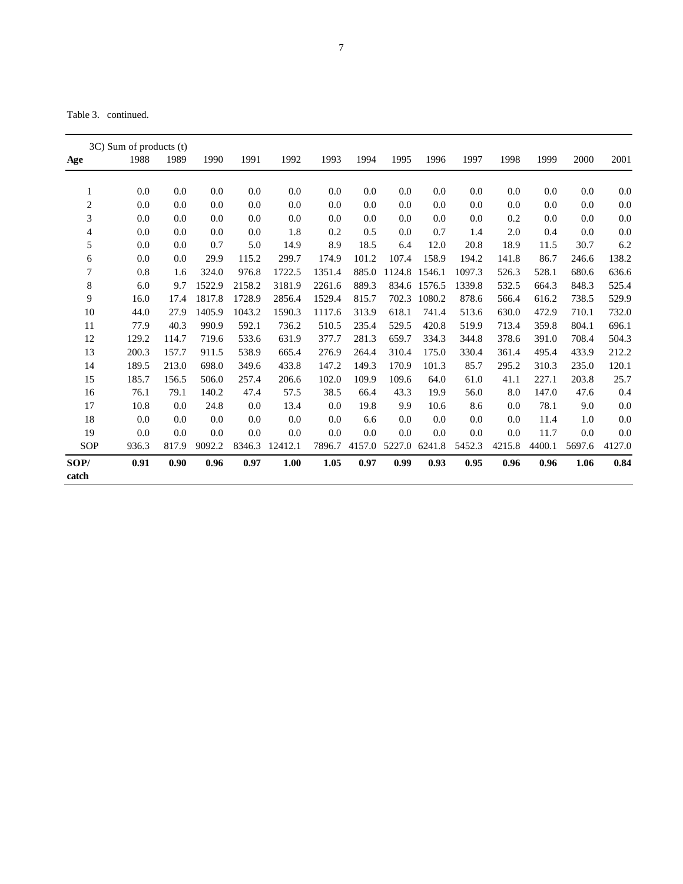Table 3. continued.

| 3C) Sum of products (t) | | | | | | | | | | | | | | |
|---|---|---|---|---|---|---|---|---|---|---|---|---|---|---|
| **Age** | 1988 | 1989 | 1990 | 1991 | 1992 | 1993 | 1994 | 1995 | 1996 | 1997 | 1998 | 1999 | 2000 | 2001 |
| 1 | 0.0 | 0.0 | 0.0 | 0.0 | 0.0 | 0.0 | 0.0 | 0.0 | 0.0 | 0.0 | 0.0 | 0.0 | 0.0 | 0.0 |
| 2 | 0.0 | 0.0 | 0.0 | 0.0 | 0.0 | 0.0 | 0.0 | 0.0 | 0.0 | 0.0 | 0.0 | 0.0 | 0.0 | 0.0 |
| 3 | 0.0 | 0.0 | 0.0 | 0.0 | 0.0 | 0.0 | 0.0 | 0.0 | 0.0 | 0.0 | 0.2 | 0.0 | 0.0 | 0.0 |
| 4 | 0.0 | 0.0 | 0.0 | 0.0 | 1.8 | 0.2 | 0.5 | 0.0 | 0.7 | 1.4 | 2.0 | 0.4 | 0.0 | 0.0 |
| 5 | 0.0 | 0.0 | 0.7 | 5.0 | 14.9 | 8.9 | 18.5 | 6.4 | 12.0 | 20.8 | 18.9 | 11.5 | 30.7 | 6.2 |
| 6 | 0.0 | 0.0 | 29.9 | 115.2 | 299.7 | 174.9 | 101.2 | 107.4 | 158.9 | 194.2 | 141.8 | 86.7 | 246.6 | 138.2 |
| 7 | 0.8 | 1.6 | 324.0 | 976.8 | 1722.5 | 1351.4 | 885.0 | 1124.8 | 1546.1 | 1097.3 | 526.3 | 528.1 | 680.6 | 636.6 |
| 8 | 6.0 | 9.7 | 1522.9 | 2158.2 | 3181.9 | 2261.6 | 889.3 | 834.6 | 1576.5 | 1339.8 | 532.5 | 664.3 | 848.3 | 525.4 |
| 9 | 16.0 | 17.4 | 1817.8 | 1728.9 | 2856.4 | 1529.4 | 815.7 | 702.3 | 1080.2 | 878.6 | 566.4 | 616.2 | 738.5 | 529.9 |
| 10 | 44.0 | 27.9 | 1405.9 | 1043.2 | 1590.3 | 1117.6 | 313.9 | 618.1 | 741.4 | 513.6 | 630.0 | 472.9 | 710.1 | 732.0 |
| 11 | 77.9 | 40.3 | 990.9 | 592.1 | 736.2 | 510.5 | 235.4 | 529.5 | 420.8 | 519.9 | 713.4 | 359.8 | 804.1 | 696.1 |
| 12 | 129.2 | 114.7 | 719.6 | 533.6 | 631.9 | 377.7 | 281.3 | 659.7 | 334.3 | 344.8 | 378.6 | 391.0 | 708.4 | 504.3 |
| 13 | 200.3 | 157.7 | 911.5 | 538.9 | 665.4 | 276.9 | 264.4 | 310.4 | 175.0 | 330.4 | 361.4 | 495.4 | 433.9 | 212.2 |
| 14 | 189.5 | 213.0 | 698.0 | 349.6 | 433.8 | 147.2 | 149.3 | 170.9 | 101.3 | 85.7 | 295.2 | 310.3 | 235.0 | 120.1 |
| 15 | 185.7 | 156.5 | 506.0 | 257.4 | 206.6 | 102.0 | 109.9 | 109.6 | 64.0 | 61.0 | 41.1 | 227.1 | 203.8 | 25.7 |
| 16 | 76.1 | 79.1 | 140.2 | 47.4 | 57.5 | 38.5 | 66.4 | 43.3 | 19.9 | 56.0 | 8.0 | 147.0 | 47.6 | 0.4 |
| 17 | 10.8 | 0.0 | 24.8 | 0.0 | 13.4 | 0.0 | 19.8 | 9.9 | 10.6 | 8.6 | 0.0 | 78.1 | 9.0 | 0.0 |
| 18 | 0.0 | 0.0 | 0.0 | 0.0 | 0.0 | 0.0 | 6.6 | 0.0 | 0.0 | 0.0 | 0.0 | 11.4 | 1.0 | 0.0 |
| 19 | 0.0 | 0.0 | 0.0 | 0.0 | 0.0 | 0.0 | 0.0 | 0.0 | 0.0 | 0.0 | 0.0 | 11.7 | 0.0 | 0.0 |
| SOP | 936.3 | 817.9 | 9092.2 | 8346.3 | 12412.1 | 7896.7 | 4157.0 | 5227.0 | 6241.8 | 5452.3 | 4215.8 | 4400.1 | 5697.6 | 4127.0 |
| **SOP/ catch** | **0.91** | **0.90** | **0.96** | **0.97** | **1.00** | **1.05** | **0.97** | **0.99** | **0.93** | **0.95** | **0.96** | **0.96** | **1.06** | **0.84** |